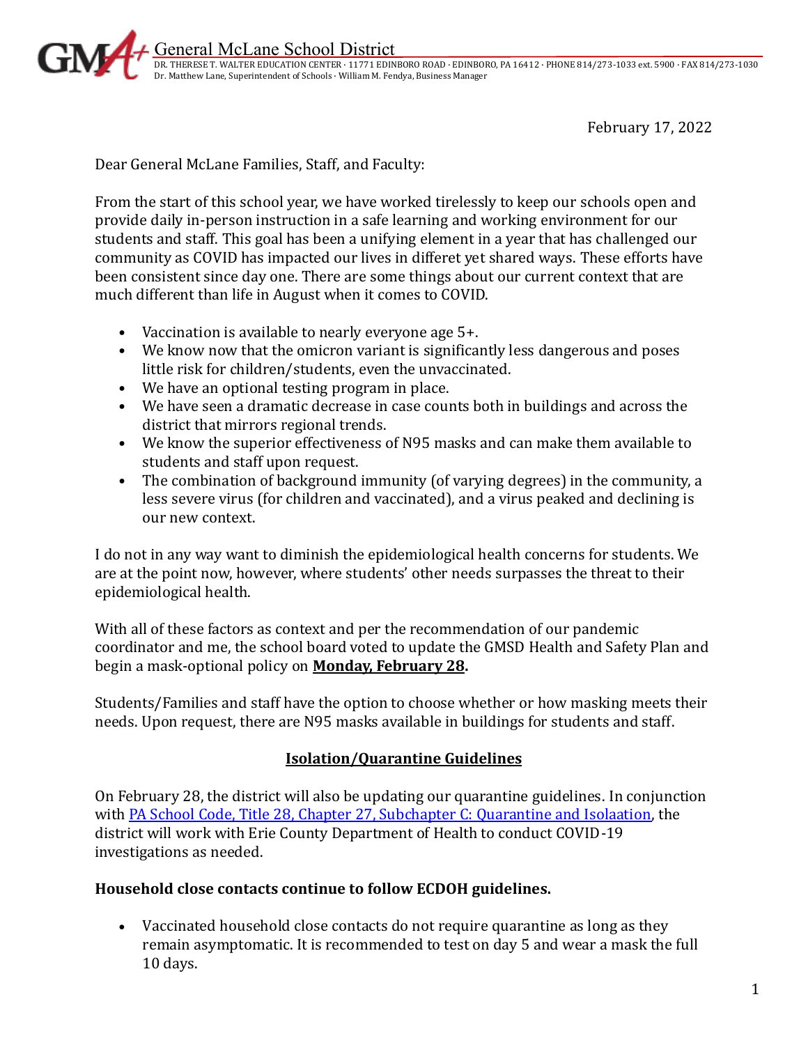General McLane School District

DR. THERESE T. WALTER EDUCATION CENTER · 11771 EDINBORO ROAD · EDINBORO, PA 16412 · PHONE 814/273-1033 ext. 5900 · FAX 814/273-1030
Dr. Matthew Lane, Superintendent of Schools · William M. Fendya, Business Manager

February 17, 2022

Dear General McLane Families, Staff, and Faculty:

From the start of this school year, we have worked tirelessly to keep our schools open and provide daily in-person instruction in a safe learning and working environment for our students and staff. This goal has been a unifying element in a year that has challenged our community as COVID has impacted our lives in differet yet shared ways. These efforts have been consistent since day one. There are some things about our current context that are much different than life in August when it comes to COVID.

- Vaccination is available to nearly everyone age 5+.
- We know now that the omicron variant is significantly less dangerous and poses little risk for children/students, even the unvaccinated.
- We have an optional testing program in place.
- We have seen a dramatic decrease in case counts both in buildings and across the district that mirrors regional trends.
- We know the superior effectiveness of N95 masks and can make them available to students and staff upon request.
- The combination of background immunity (of varying degrees) in the community, a less severe virus (for children and vaccinated), and a virus peaked and declining is our new context.

I do not in any way want to diminish the epidemiological health concerns for students. We are at the point now, however, where students' other needs surpasses the threat to their epidemiological health.

With all of these factors as context and per the recommendation of our pandemic coordinator and me, the school board voted to update the GMSD Health and Safety Plan and begin a mask-optional policy on **Monday, February 28**.

Students/Families and staff have the option to choose whether or how masking meets their needs. Upon request, there are N95 masks available in buildings for students and staff.

## Isolation/Quarantine Guidelines

On February 28, the district will also be updating our quarantine guidelines. In conjunction with [PA School Code, Title 28, Chapter 27, Subchapter C: Quarantine and Isolaation](), the district will work with Erie County Department of Health to conduct COVID-19 investigations as needed.

**Household close contacts continue to follow ECDOH guidelines.**

- Vaccinated household close contacts do not require quarantine as long as they remain asymptomatic. It is recommended to test on day 5 and wear a mask the full 10 days.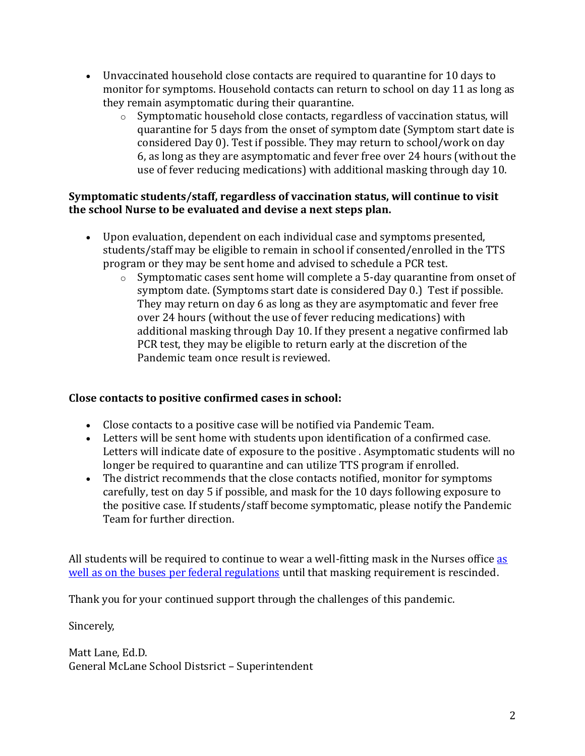- Unvaccinated household close contacts are required to quarantine for 10 days to monitor for symptoms. Household contacts can return to school on day 11 as long as they remain asymptomatic during their quarantine.
  - Symptomatic household close contacts, regardless of vaccination status, will quarantine for 5 days from the onset of symptom date (Symptom start date is considered Day 0). Test if possible. They may return to school/work on day 6, as long as they are asymptomatic and fever free over 24 hours (without the use of fever reducing medications) with additional masking through day 10.

**Symptomatic students/staff, regardless of vaccination status, will continue to visit the school Nurse to be evaluated and devise a next steps plan.**

- Upon evaluation, dependent on each individual case and symptoms presented, students/staff may be eligible to remain in school if consented/enrolled in the TTS program or they may be sent home and advised to schedule a PCR test.
  - Symptomatic cases sent home will complete a 5-day quarantine from onset of symptom date. (Symptoms start date is considered Day 0.) Test if possible. They may return on day 6 as long as they are asymptomatic and fever free over 24 hours (without the use of fever reducing medications) with additional masking through Day 10. If they present a negative confirmed lab PCR test, they may be eligible to return early at the discretion of the Pandemic team once result is reviewed.

**Close contacts to positive confirmed cases in school:**

- Close contacts to a positive case will be notified via Pandemic Team.
- Letters will be sent home with students upon identification of a confirmed case. Letters will indicate date of exposure to the positive . Asymptomatic students will no longer be required to quarantine and can utilize TTS program if enrolled.
- The district recommends that the close contacts notified, monitor for symptoms carefully, test on day 5 if possible, and mask for the 10 days following exposure to the positive case. If students/staff become symptomatic, please notify the Pandemic Team for further direction.

All students will be required to continue to wear a well-fitting mask in the Nurses office as well as on the buses per federal regulations until that masking requirement is rescinded.

Thank you for your continued support through the challenges of this pandemic.

Sincerely,

Matt Lane, Ed.D.
General McLane School Distsrict – Superintendent